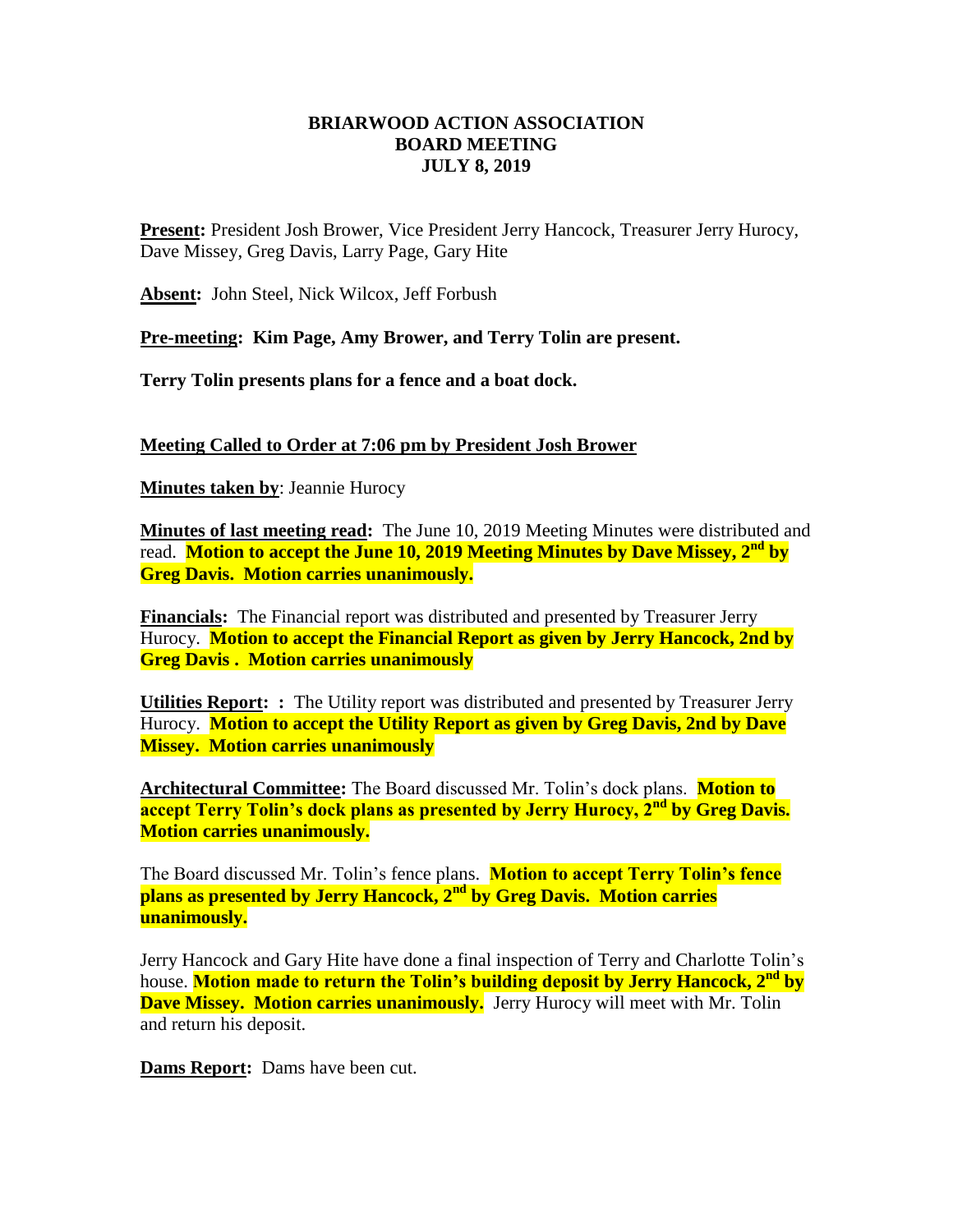**BRIARWOOD ACTION ASSOCIATION**
**BOARD MEETING**
**JULY 8, 2019**

**Present:** President Josh Brower, Vice President Jerry Hancock, Treasurer Jerry Hurocy, Dave Missey, Greg Davis, Larry Page, Gary Hite

**Absent:** John Steel, Nick Wilcox, Jeff Forbush

**Pre-meeting: Kim Page, Amy Brower, and Terry Tolin are present.**

**Terry Tolin presents plans for a fence and a boat dock.**

**Meeting Called to Order at 7:06 pm by President Josh Brower**

**Minutes taken by**: Jeannie Hurocy

**Minutes of last meeting read:** The June 10, 2019 Meeting Minutes were distributed and read. **Motion to accept the June 10, 2019 Meeting Minutes by Dave Missey, 2nd by Greg Davis. Motion carries unanimously.**

**Financials:** The Financial report was distributed and presented by Treasurer Jerry Hurocy. **Motion to accept the Financial Report as given by Jerry Hancock, 2nd by Greg Davis . Motion carries unanimously**

**Utilities Report: :** The Utility report was distributed and presented by Treasurer Jerry Hurocy. **Motion to accept the Utility Report as given by Greg Davis, 2nd by Dave Missey. Motion carries unanimously**

**Architectural Committee:** The Board discussed Mr. Tolin's dock plans. **Motion to accept Terry Tolin's dock plans as presented by Jerry Hurocy, 2nd by Greg Davis. Motion carries unanimously.**

The Board discussed Mr. Tolin's fence plans. **Motion to accept Terry Tolin's fence plans as presented by Jerry Hancock, 2nd by Greg Davis. Motion carries unanimously.**

Jerry Hancock and Gary Hite have done a final inspection of Terry and Charlotte Tolin's house. **Motion made to return the Tolin's building deposit by Jerry Hancock, 2nd by Dave Missey. Motion carries unanimously.** Jerry Hurocy will meet with Mr. Tolin and return his deposit.

**Dams Report:** Dams have been cut.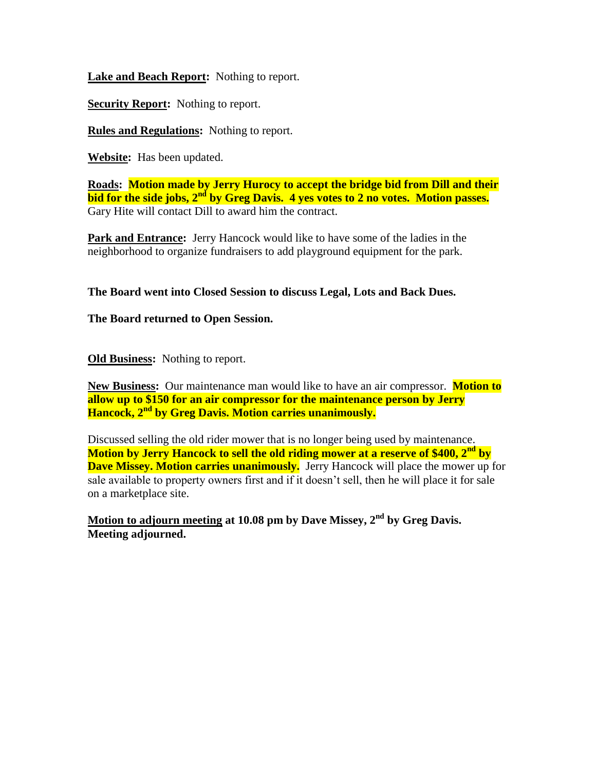**Lake and Beach Report:** Nothing to report.

**Security Report:** Nothing to report.

**Rules and Regulations:** Nothing to report.

**Website:** Has been updated.

**Roads:** **Motion made by Jerry Hurocy to accept the bridge bid from Dill and their bid for the side jobs, 2nd by Greg Davis. 4 yes votes to 2 no votes. Motion passes.** Gary Hite will contact Dill to award him the contract.

**Park and Entrance:** Jerry Hancock would like to have some of the ladies in the neighborhood to organize fundraisers to add playground equipment for the park.

**The Board went into Closed Session to discuss Legal, Lots and Back Dues.**

**The Board returned to Open Session.**

**Old Business:** Nothing to report.

**New Business:** Our maintenance man would like to have an air compressor. **Motion to allow up to $150 for an air compressor for the maintenance person by Jerry Hancock, 2nd by Greg Davis. Motion carries unanimously.**

Discussed selling the old rider mower that is no longer being used by maintenance. **Motion by Jerry Hancock to sell the old riding mower at a reserve of $400, 2nd by Dave Missey. Motion carries unanimously.** Jerry Hancock will place the mower up for sale available to property owners first and if it doesn't sell, then he will place it for sale on a marketplace site.

**Motion to adjourn meeting at 10.08 pm by Dave Missey, 2nd by Greg Davis. Meeting adjourned.**